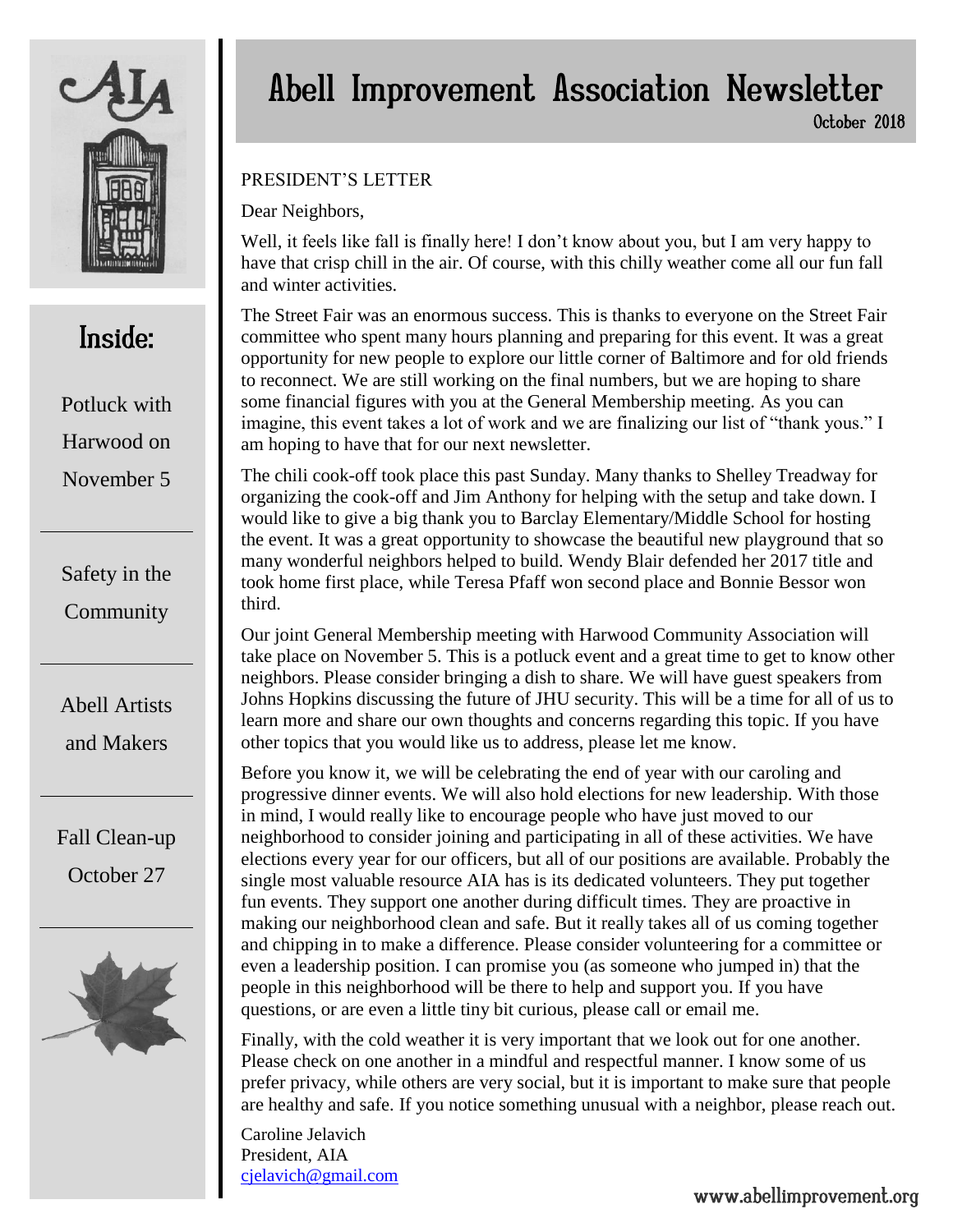# Abell Improvement Association Newsletter

October 2018

## Inside:

- Potluck with Harwood on November 5
- Safety in the Community
- Abell Artists and Makers
- Fall Clean-up October 27

## PRESIDENT'S LETTER

Dear Neighbors,

Well, it feels like fall is finally here! I don't know about you, but I am very happy to have that crisp chill in the air. Of course, with this chilly weather come all our fun fall and winter activities.

The Street Fair was an enormous success. This is thanks to everyone on the Street Fair committee who spent many hours planning and preparing for this event. It was a great opportunity for new people to explore our little corner of Baltimore and for old friends to reconnect. We are still working on the final numbers, but we are hoping to share some financial figures with you at the General Membership meeting. As you can imagine, this event takes a lot of work and we are finalizing our list of "thank yous." I am hoping to have that for our next newsletter.

The chili cook-off took place this past Sunday. Many thanks to Shelley Treadway for organizing the cook-off and Jim Anthony for helping with the setup and take down. I would like to give a big thank you to Barclay Elementary/Middle School for hosting the event. It was a great opportunity to showcase the beautiful new playground that so many wonderful neighbors helped to build. Wendy Blair defended her 2017 title and took home first place, while Teresa Pfaff won second place and Bonnie Bessor won third.

Our joint General Membership meeting with Harwood Community Association will take place on November 5. This is a potluck event and a great time to get to know other neighbors. Please consider bringing a dish to share. We will have guest speakers from Johns Hopkins discussing the future of JHU security. This will be a time for all of us to learn more and share our own thoughts and concerns regarding this topic. If you have other topics that you would like us to address, please let me know.

Before you know it, we will be celebrating the end of year with our caroling and progressive dinner events. We will also hold elections for new leadership. With those in mind, I would really like to encourage people who have just moved to our neighborhood to consider joining and participating in all of these activities. We have elections every year for our officers, but all of our positions are available. Probably the single most valuable resource AIA has is its dedicated volunteers. They put together fun events. They support one another during difficult times. They are proactive in making our neighborhood clean and safe. But it really takes all of us coming together and chipping in to make a difference. Please consider volunteering for a committee or even a leadership position. I can promise you (as someone who jumped in) that the people in this neighborhood will be there to help and support you. If you have questions, or are even a little tiny bit curious, please call or email me.

Finally, with the cold weather it is very important that we look out for one another. Please check on one another in a mindful and respectful manner. I know some of us prefer privacy, while others are very social, but it is important to make sure that people are healthy and safe. If you notice something unusual with a neighbor, please reach out.

Caroline Jelavich
President, AIA
cjelavich@gmail.com

www.abellimprovement.org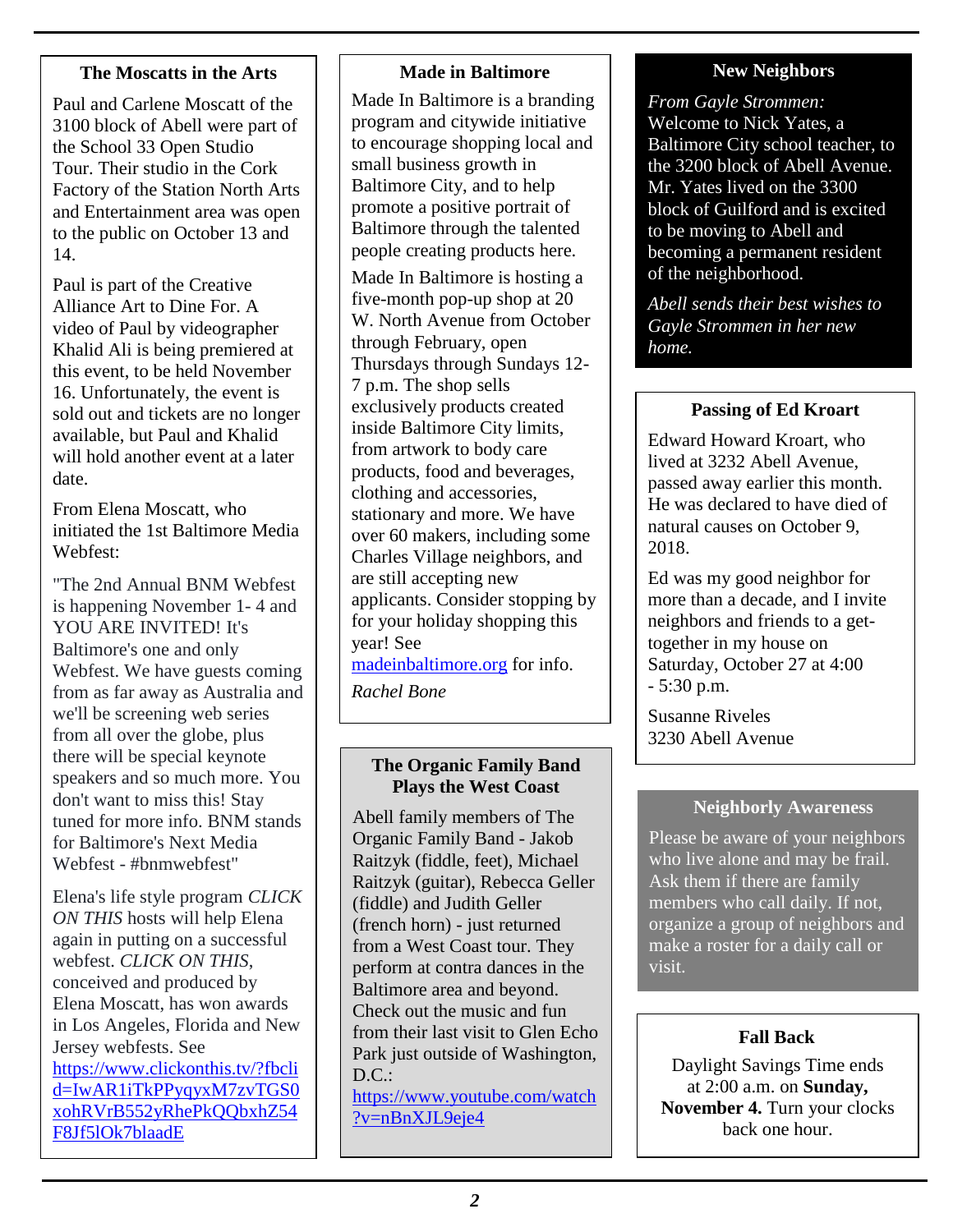## The Moscatts in the Arts

Paul and Carlene Moscatt of the 3100 block of Abell were part of the School 33 Open Studio Tour. Their studio in the Cork Factory of the Station North Arts and Entertainment area was open to the public on October 13 and 14.

Paul is part of the Creative Alliance Art to Dine For. A video of Paul by videographer Khalid Ali is being premiered at this event, to be held November 16. Unfortunately, the event is sold out and tickets are no longer available, but Paul and Khalid will hold another event at a later date.

From Elena Moscatt, who initiated the 1st Baltimore Media Webfest:

"The 2nd Annual BNM Webfest is happening November 1- 4 and YOU ARE INVITED! It's Baltimore's one and only Webfest. We have guests coming from as far away as Australia and we'll be screening web series from all over the globe, plus there will be special keynote speakers and so much more. You don't want to miss this! Stay tuned for more info. BNM stands for Baltimore's Next Media Webfest - #bnmwebfest"

Elena's life style program *CLICK ON THIS* hosts will help Elena again in putting on a successful webfest. *CLICK ON THIS*, conceived and produced by Elena Moscatt, has won awards in Los Angeles, Florida and New Jersey webfests. See [https://www.clickonthis.tv/?fbclid=IwAR1iTkPPyqyxM7zvTGS0xohRVrB552yRhePkQQbxhZ54F8Jf5lOk7blaadE](https://www.clickonthis.tv/?fbclid=IwAR1iTkPPyqyxM7zvTGS0xohRVrB552yRhePkQQbxhZ54F8Jf5lOk7blaadE)

## Made in Baltimore

Made In Baltimore is a branding program and citywide initiative to encourage shopping local and small business growth in Baltimore City, and to help promote a positive portrait of Baltimore through the talented people creating products here.

Made In Baltimore is hosting a five-month pop-up shop at 20 W. North Avenue from October through February, open Thursdays through Sundays 12-7 p.m. The shop sells exclusively products created inside Baltimore City limits, from artwork to body care products, food and beverages, clothing and accessories, stationary and more. We have over 60 makers, including some Charles Village neighbors, and are still accepting new applicants. Consider stopping by for your holiday shopping this year! See [madeinbaltimore.org](madeinbaltimore.org) for info.

*Rachel Bone*

## The Organic Family Band Plays the West Coast

Abell family members of The Organic Family Band - Jakob Raitzyk (fiddle, feet), Michael Raitzyk (guitar), Rebecca Geller (fiddle) and Judith Geller (french horn) - just returned from a West Coast tour. They perform at contra dances in the Baltimore area and beyond. Check out the music and fun from their last visit to Glen Echo Park just outside of Washington, D.C.: [https://www.youtube.com/watch?v=nBnXJL9eje4](https://www.youtube.com/watch?v=nBnXJL9eje4)

## New Neighbors

*From Gayle Strommen:*
Welcome to Nick Yates, a Baltimore City school teacher, to the 3200 block of Abell Avenue. Mr. Yates lived on the 3300 block of Guilford and is excited to be moving to Abell and becoming a permanent resident of the neighborhood.

*Abell sends their best wishes to Gayle Strommen in her new home.*

## Passing of Ed Kroart

Edward Howard Kroart, who lived at 3232 Abell Avenue, passed away earlier this month. He was declared to have died of natural causes on October 9, 2018.

Ed was my good neighbor for more than a decade, and I invite neighbors and friends to a get-together in my house on Saturday, October 27 at 4:00 - 5:30 p.m.

Susanne Riveles
3230 Abell Avenue

## Neighborly Awareness

Please be aware of your neighbors who live alone and may be frail. Ask them if there are family members who call daily. If not, organize a group of neighbors and make a roster for a daily call or visit.

## Fall Back

Daylight Savings Time ends at 2:00 a.m. on **Sunday, November 4.** Turn your clocks back one hour.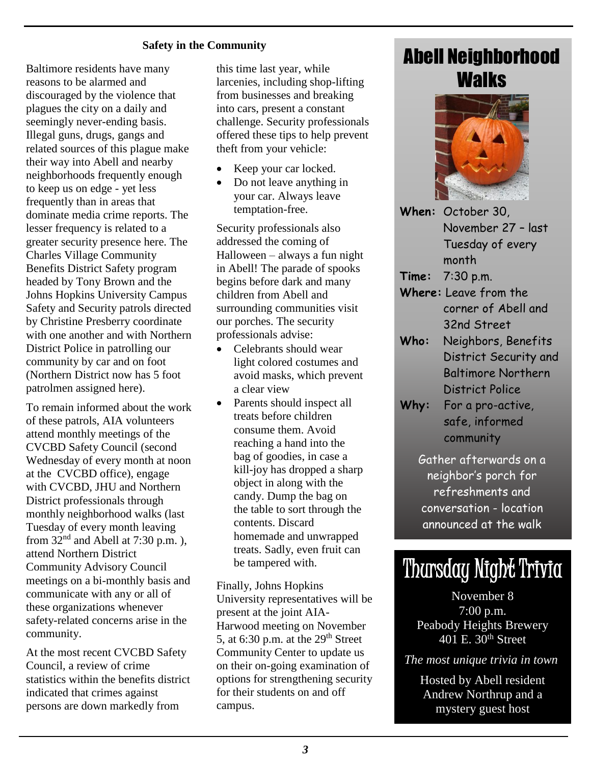## Safety in the Community

Baltimore residents have many reasons to be alarmed and discouraged by the violence that plagues the city on a daily and seemingly never-ending basis. Illegal guns, drugs, gangs and related sources of this plague make their way into Abell and nearby neighborhoods frequently enough to keep us on edge - yet less frequently than in areas that dominate media crime reports. The lesser frequency is related to a greater security presence here. The Charles Village Community Benefits District Safety program headed by Tony Brown and the Johns Hopkins University Campus Safety and Security patrols directed by Christine Presberry coordinate with one another and with Northern District Police in patrolling our community by car and on foot (Northern District now has 5 foot patrolmen assigned here).

To remain informed about the work of these patrols, AIA volunteers attend monthly meetings of the CVCBD Safety Council (second Wednesday of every month at noon at the CVCBD office), engage with CVCBD, JHU and Northern District professionals through monthly neighborhood walks (last Tuesday of every month leaving from 32nd and Abell at 7:30 p.m. ), attend Northern District Community Advisory Council meetings on a bi-monthly basis and communicate with any or all of these organizations whenever safety-related concerns arise in the community.

At the most recent CVCBD Safety Council, a review of crime statistics within the benefits district indicated that crimes against persons are down markedly from this time last year, while larcenies, including shop-lifting from businesses and breaking into cars, present a constant challenge. Security professionals offered these tips to help prevent theft from your vehicle:

- Keep your car locked.
- Do not leave anything in your car. Always leave temptation-free.

Security professionals also addressed the coming of Halloween – always a fun night in Abell! The parade of spooks begins before dark and many children from Abell and surrounding communities visit our porches. The security professionals advise:

- Celebrants should wear light colored costumes and avoid masks, which prevent a clear view
- Parents should inspect all treats before children consume them. Avoid reaching a hand into the bag of goodies, in case a kill-joy has dropped a sharp object in along with the candy. Dump the bag on the table to sort through the contents. Discard homemade and unwrapped treats. Sadly, even fruit can be tampered with.

Finally, Johns Hopkins University representatives will be present at the joint AIA-Harwood meeting on November 5, at 6:30 p.m. at the 29th Street Community Center to update us on their on-going examination of options for strengthening security for their students on and off campus.

# Abell Neighborhood Walks

**When:** October 30, November 27 – last Tuesday of every month

**Time:** 7:30 p.m.

**Where:** Leave from the corner of Abell and 32nd Street

**Who:** Neighbors, Benefits District Security and Baltimore Northern District Police

**Why:** For a pro-active, safe, informed community

Gather afterwards on a neighbor's porch for refreshments and conversation - location announced at the walk

# Thursday Night Trivia

November 8
7:00 p.m.
Peabody Heights Brewery
401 E. 30th Street

*The most unique trivia in town*

Hosted by Abell resident Andrew Northrup and a mystery guest host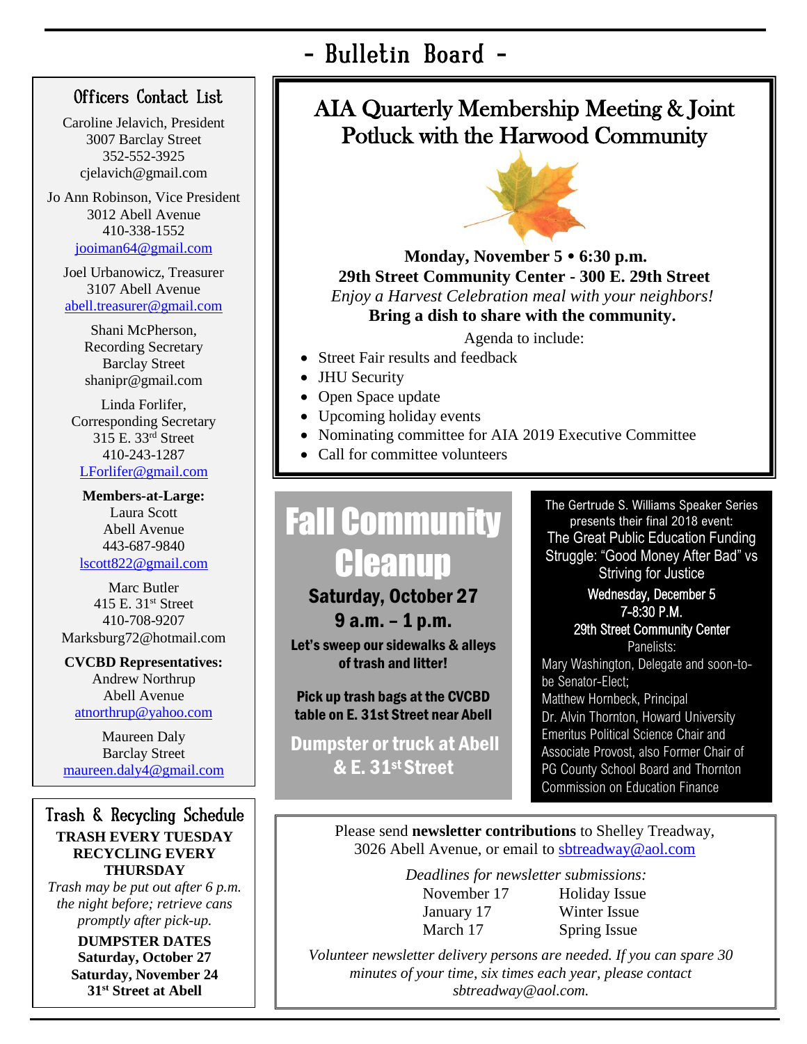# - Bulletin Board -

## Officers Contact List

Caroline Jelavich, President
3007 Barclay Street
352-552-3925
cjelavich@gmail.com

Jo Ann Robinson, Vice President
3012 Abell Avenue
410-338-1552
jooiman64@gmail.com

Joel Urbanowicz, Treasurer
3107 Abell Avenue
abell.treasurer@gmail.com

Shani McPherson,
Recording Secretary
Barclay Street
shanipr@gmail.com

Linda Forlifer,
Corresponding Secretary
315 E. 33rd Street
410-243-1287
LForlifer@gmail.com

**Members-at-Large:**
Laura Scott
Abell Avenue
443-687-9840
lscott822@gmail.com

Marc Butler
415 E. 31st Street
410-708-9207
Marksburg72@hotmail.com

**CVCBD Representatives:**
Andrew Northrup
Abell Avenue
atnorthrup@yahoo.com

Maureen Daly
Barclay Street
maureen.daly4@gmail.com

## Trash & Recycling Schedule

**TRASH EVERY TUESDAY**
**RECYCLING EVERY THURSDAY**

*Trash may be put out after 6 p.m. the night before; retrieve cans promptly after pick-up.*

**DUMPSTER DATES**
**Saturday, October 27**
**Saturday, November 24**
**31st Street at Abell**

## AIA Quarterly Membership Meeting & Joint Potluck with the Harwood Community

**Monday, November 5 • 6:30 p.m.**
**29th Street Community Center - 300 E. 29th Street**
*Enjoy a Harvest Celebration meal with your neighbors!*
**Bring a dish to share with the community.**

Agenda to include:

- Street Fair results and feedback
- JHU Security
- Open Space update
- Upcoming holiday events
- Nominating committee for AIA 2019 Executive Committee
- Call for committee volunteers

## Fall Community Cleanup

**Saturday, October 27**
**9 a.m. – 1 p.m.**

**Let's sweep our sidewalks & alleys of trash and litter!**

**Pick up trash bags at the CVCBD table on E. 31st Street near Abell**

**Dumpster or truck at Abell & E. 31st Street**

The Gertrude S. Williams Speaker Series presents their final 2018 event:

**The Great Public Education Funding Struggle: "Good Money After Bad" vs Striving for Justice**

**Wednesday, December 5**
**7-8:30 P.M.**
**29th Street Community Center**

Panelists:
Mary Washington, Delegate and soon-to-be Senator-Elect;
Matthew Hornbeck, Principal
Dr. Alvin Thornton, Howard University Emeritus Political Science Chair and Associate Provost, also Former Chair of PG County School Board and Thornton Commission on Education Finance

Please send **newsletter contributions** to Shelley Treadway, 3026 Abell Avenue, or email to sbtreadway@aol.com

*Deadlines for newsletter submissions:*

| | |
|---|---|
| November 17 | Holiday Issue |
| January 17 | Winter Issue |
| March 17 | Spring Issue |

*Volunteer newsletter delivery persons are needed. If you can spare 30 minutes of your time, six times each year, please contact sbtreadway@aol.com.*